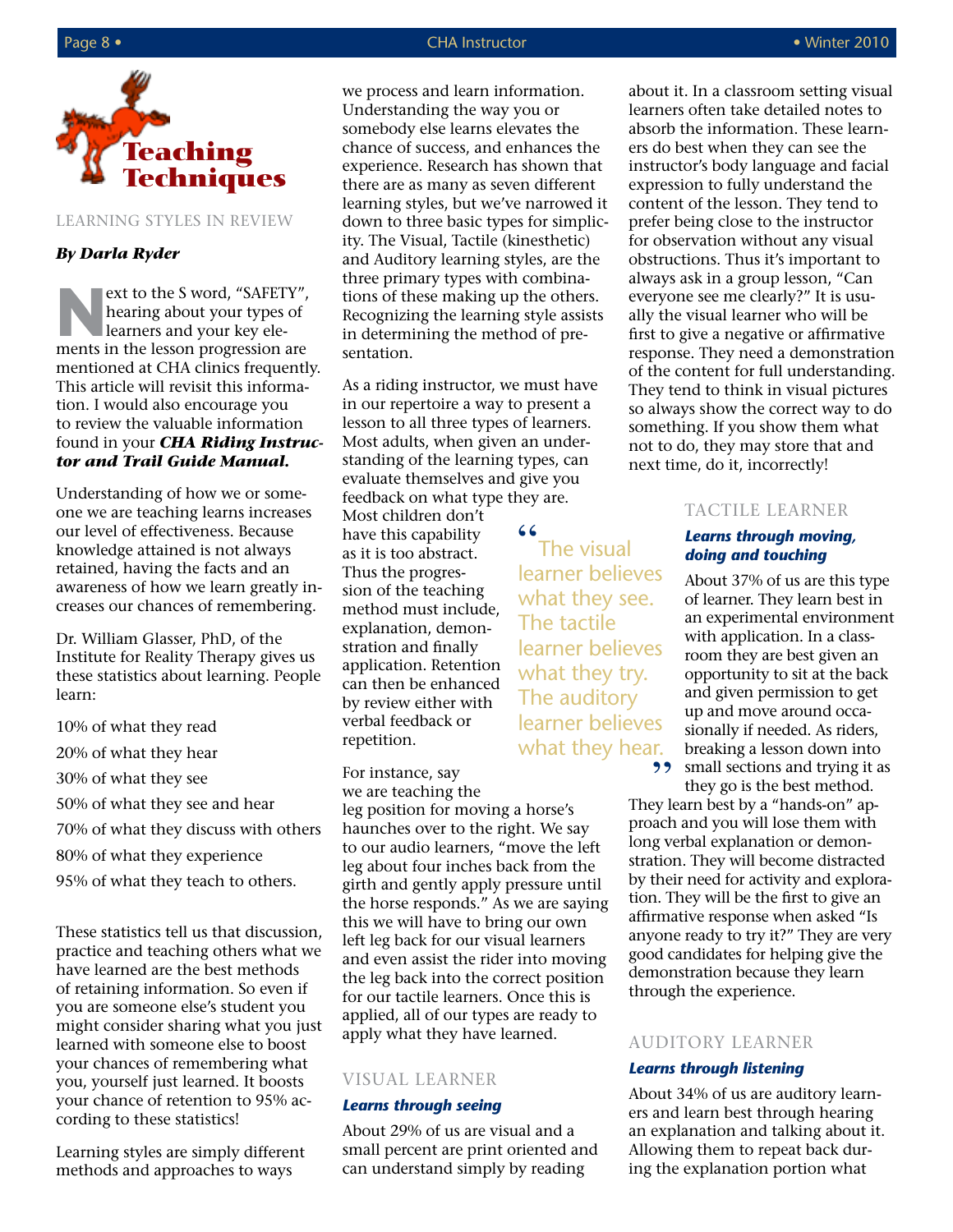# Teaching Techniques

## LEARNING STYLES IN REVIEW

***By Darla Ryder***

Next to the S word, "SAFETY", hearing about your types of learners and your key elements in the lesson progression are mentioned at CHA clinics frequently. This article will revisit this information. I would also encourage you to review the valuable information found in your ***CHA Riding Instructor and Trail Guide Manual.***

Understanding of how we or someone we are teaching learns increases our level of effectiveness. Because knowledge attained is not always retained, having the facts and an awareness of how we learn greatly increases our chances of remembering.

Dr. William Glasser, PhD, of the Institute for Reality Therapy gives us these statistics about learning. People learn:

10% of what they read

20% of what they hear

30% of what they see

50% of what they see and hear

70% of what they discuss with others

80% of what they experience

95% of what they teach to others.

These statistics tell us that discussion, practice and teaching others what we have learned are the best methods of retaining information. So even if you are someone else's student you might consider sharing what you just learned with someone else to boost your chances of remembering what you, yourself just learned. It boosts your chance of retention to 95% according to these statistics!

Learning styles are simply different methods and approaches to ways we process and learn information. Understanding the way you or somebody else learns elevates the chance of success, and enhances the experience. Research has shown that there are as many as seven different learning styles, but we've narrowed it down to three basic types for simplicity. The Visual, Tactile (kinesthetic) and Auditory learning styles, are the three primary types with combinations of these making up the others. Recognizing the learning style assists in determining the method of presentation.

As a riding instructor, we must have in our repertoire a way to present a lesson to all three types of learners. Most adults, when given an understanding of the learning types, can evaluate themselves and give you feedback on what type they are. Most children don't have this capability as it is too abstract. Thus the progression of the teaching method must include, explanation, demonstration and finally application. Retention can then be enhanced by review either with verbal feedback or repetition.

> "The visual learner believes what they see. The tactile learner believes what they try. The auditory learner believes what they hear."

For instance, say we are teaching the leg position for moving a horse's haunches over to the right. We say to our audio learners, "move the left leg about four inches back from the girth and gently apply pressure until the horse responds." As we are saying this we will have to bring our own left leg back for our visual learners and even assist the rider into moving the leg back into the correct position for our tactile learners. Once this is applied, all of our types are ready to apply what they have learned.

## VISUAL LEARNER

***Learns through seeing***

About 29% of us are visual and a small percent are print oriented and can understand simply by reading about it. In a classroom setting visual learners often take detailed notes to absorb the information. These learners do best when they can see the instructor's body language and facial expression to fully understand the content of the lesson. They tend to prefer being close to the instructor for observation without any visual obstructions. Thus it's important to always ask in a group lesson, "Can everyone see me clearly?" It is usually the visual learner who will be first to give a negative or affirmative response. They need a demonstration of the content for full understanding. They tend to think in visual pictures so always show the correct way to do something. If you show them what not to do, they may store that and next time, do it, incorrectly!

## TACTILE LEARNER

***Learns through moving, doing and touching***

About 37% of us are this type of learner. They learn best in an experimental environment with application. In a classroom they are best given an opportunity to sit at the back and given permission to get up and move around occasionally if needed. As riders, breaking a lesson down into small sections and trying it as they go is the best method. They learn best by a "hands-on" approach and you will lose them with long verbal explanation or demonstration. They will become distracted by their need for activity and exploration. They will be the first to give an affirmative response when asked "Is anyone ready to try it?" They are very good candidates for helping give the demonstration because they learn through the experience.

## AUDITORY LEARNER

***Learns through listening***

About 34% of us are auditory learners and learn best through hearing an explanation and talking about it. Allowing them to repeat back during the explanation portion what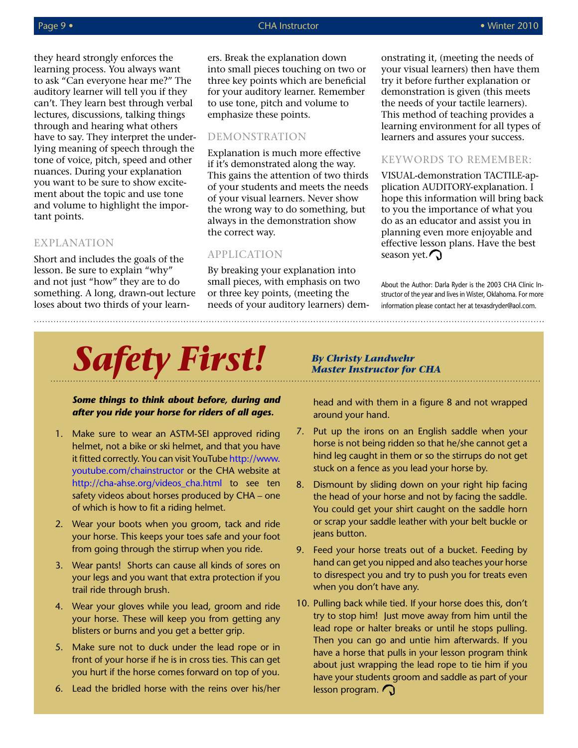they heard strongly enforces the learning process. You always want to ask "Can everyone hear me?" The auditory learner will tell you if they can't. They learn best through verbal lectures, discussions, talking things through and hearing what others have to say. They interpret the underlying meaning of speech through the tone of voice, pitch, speed and other nuances. During your explanation you want to be sure to show excitement about the topic and use tone and volume to highlight the important points.

### EXPLANATION

Short and includes the goals of the lesson. Be sure to explain "why" and not just "how" they are to do something. A long, drawn-out lecture loses about two thirds of your learners. Break the explanation down into small pieces touching on two or three key points which are beneficial for your auditory learner. Remember to use tone, pitch and volume to emphasize these points.

### DEMONSTRATION

Explanation is much more effective if it's demonstrated along the way. This gains the attention of two thirds of your students and meets the needs of your visual learners. Never show the wrong way to do something, but always in the demonstration show the correct way.

### APPLICATION

By breaking your explanation into small pieces, with emphasis on two or three key points, (meeting the needs of your auditory learners) demonstrating it, (meeting the needs of your visual learners) then have them try it before further explanation or demonstration is given (this meets the needs of your tactile learners). This method of teaching provides a learning environment for all types of learners and assures your success.

### KEYWORDS TO REMEMBER:

VISUAL-demonstration TACTILE-application AUDITORY-explanation. I hope this information will bring back to you the importance of what you do as an educator and assist you in planning even more enjoyable and effective lesson plans. Have the best season yet.

About the Author: Darla Ryder is the 2003 CHA Clinic Instructor of the year and lives in Wister, Oklahoma. For more information please contact her at texasdryder@aol.com.

# Safety First!

***By Christy Landwehr***
***Master Instructor for CHA***

***Some things to think about before, during and after you ride your horse for riders of all ages.***

1. Make sure to wear an ASTM-SEI approved riding helmet, not a bike or ski helmet, and that you have it fitted correctly. You can visit YouTube http://www.youtube.com/chainstructor or the CHA website at http://cha-ahse.org/videos_cha.html to see ten safety videos about horses produced by CHA – one of which is how to fit a riding helmet.
2. Wear your boots when you groom, tack and ride your horse. This keeps your toes safe and your foot from going through the stirrup when you ride.
3. Wear pants! Shorts can cause all kinds of sores on your legs and you want that extra protection if you trail ride through brush.
4. Wear your gloves while you lead, groom and ride your horse. These will keep you from getting any blisters or burns and you get a better grip.
5. Make sure not to duck under the lead rope or in front of your horse if he is in cross ties. This can get you hurt if the horse comes forward on top of you.
6. Lead the bridled horse with the reins over his/her head and with them in a figure 8 and not wrapped around your hand.
7. Put up the irons on an English saddle when your horse is not being ridden so that he/she cannot get a hind leg caught in them or so the stirrups do not get stuck on a fence as you lead your horse by.
8. Dismount by sliding down on your right hip facing the head of your horse and not by facing the saddle. You could get your shirt caught on the saddle horn or scrap your saddle leather with your belt buckle or jeans button.
9. Feed your horse treats out of a bucket. Feeding by hand can get you nipped and also teaches your horse to disrespect you and try to push you for treats even when you don't have any.
10. Pulling back while tied. If your horse does this, don't try to stop him! Just move away from him until the lead rope or halter breaks or until he stops pulling. Then you can go and untie him afterwards. If you have a horse that pulls in your lesson program think about just wrapping the lead rope to tie him if you have your students groom and saddle as part of your lesson program.